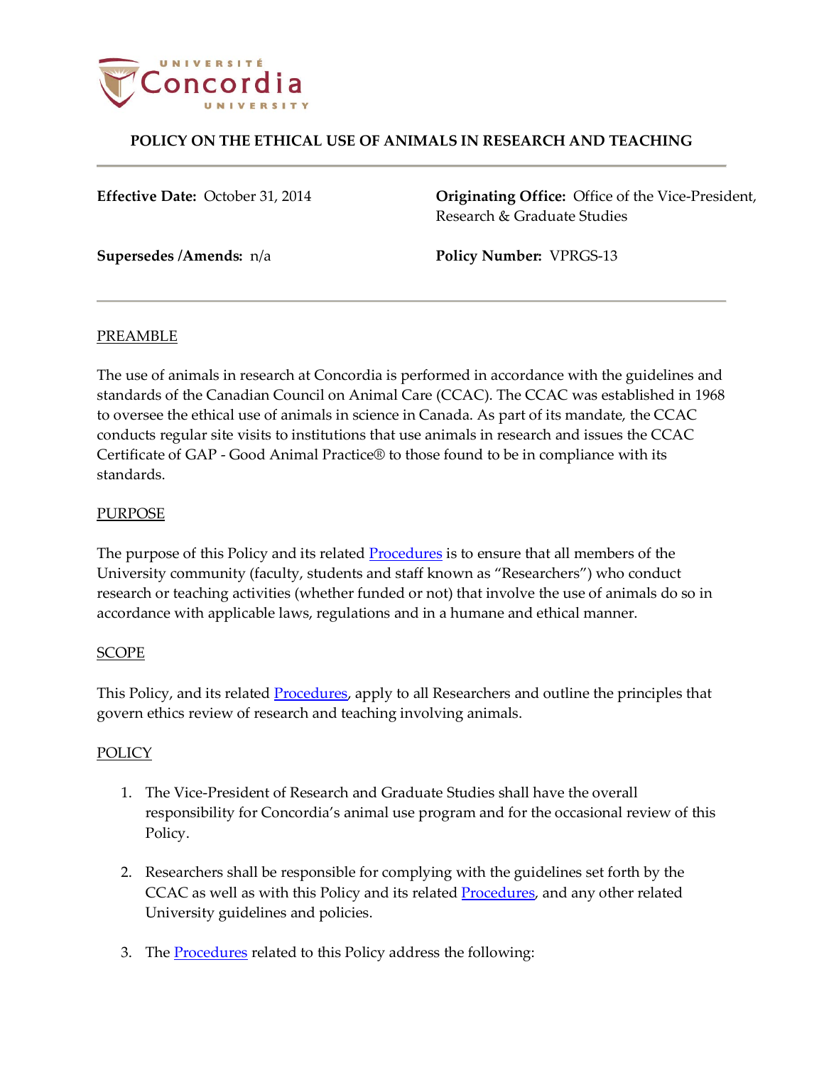# POLICY ON THE ETHICAL USE OF ANIMALS IN RESEARCH AND TEACHING

**Effective Date:** October 31, 2014

**Originating Office:** Office of the Vice-President, Research & Graduate Studies

**Supersedes /Amends:** n/a

**Policy Number:** VPRGS-13

---

## PREAMBLE

The use of animals in research at Concordia is performed in accordance with the guidelines and standards of the Canadian Council on Animal Care (CCAC). The CCAC was established in 1968 to oversee the ethical use of animals in science in Canada. As part of its mandate, the CCAC conducts regular site visits to institutions that use animals in research and issues the CCAC Certificate of GAP - Good Animal Practice® to those found to be in compliance with its standards.

## PURPOSE

The purpose of this Policy and its related Procedures is to ensure that all members of the University community (faculty, students and staff known as "Researchers") who conduct research or teaching activities (whether funded or not) that involve the use of animals do so in accordance with applicable laws, regulations and in a humane and ethical manner.

## SCOPE

This Policy, and its related Procedures, apply to all Researchers and outline the principles that govern ethics review of research and teaching involving animals.

## POLICY

1. The Vice-President of Research and Graduate Studies shall have the overall responsibility for Concordia's animal use program and for the occasional review of this Policy.

2. Researchers shall be responsible for complying with the guidelines set forth by the CCAC as well as with this Policy and its related Procedures, and any other related University guidelines and policies.

3. The Procedures related to this Policy address the following: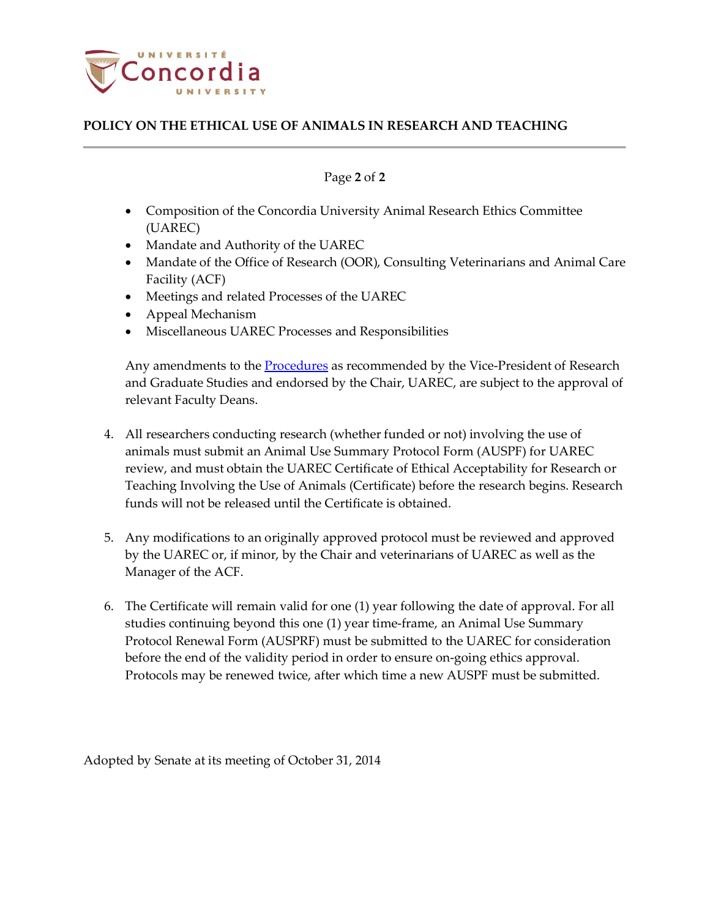- Composition of the Concordia University Animal Research Ethics Committee (UAREC)
- Mandate and Authority of the UAREC
- Mandate of the Office of Research (OOR), Consulting Veterinarians and Animal Care Facility (ACF)
- Meetings and related Processes of the UAREC
- Appeal Mechanism
- Miscellaneous UAREC Processes and Responsibilities

Any amendments to the Procedures as recommended by the Vice-President of Research and Graduate Studies and endorsed by the Chair, UAREC, are subject to the approval of relevant Faculty Deans.

4. All researchers conducting research (whether funded or not) involving the use of animals must submit an Animal Use Summary Protocol Form (AUSPF) for UAREC review, and must obtain the UAREC Certificate of Ethical Acceptability for Research or Teaching Involving the Use of Animals (Certificate) before the research begins. Research funds will not be released until the Certificate is obtained.

5. Any modifications to an originally approved protocol must be reviewed and approved by the UAREC or, if minor, by the Chair and veterinarians of UAREC as well as the Manager of the ACF.

6. The Certificate will remain valid for one (1) year following the date of approval. For all studies continuing beyond this one (1) year time-frame, an Animal Use Summary Protocol Renewal Form (AUSPRF) must be submitted to the UAREC for consideration before the end of the validity period in order to ensure on-going ethics approval. Protocols may be renewed twice, after which time a new AUSPF must be submitted.

Adopted by Senate at its meeting of October 31, 2014